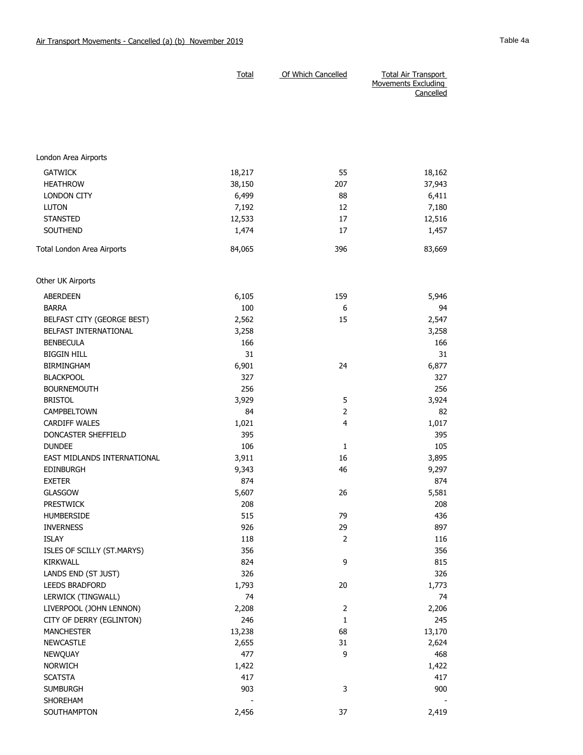Air Transport Movements - Cancelled (a) (b) November 2019

Table 4a

| | Total | Of Which Cancelled | Total Air Transport Movements Excluding Cancelled |
|---|---|---|---|
| **London Area Airports** | | | |
| GATWICK | 18,217 | 55 | 18,162 |
| HEATHROW | 38,150 | 207 | 37,943 |
| LONDON CITY | 6,499 | 88 | 6,411 |
| LUTON | 7,192 | 12 | 7,180 |
| STANSTED | 12,533 | 17 | 12,516 |
| SOUTHEND | 1,474 | 17 | 1,457 |
| Total London Area Airports | 84,065 | 396 | 83,669 |
| **Other UK Airports** | | | |
| ABERDEEN | 6,105 | 159 | 5,946 |
| BARRA | 100 | 6 | 94 |
| BELFAST CITY (GEORGE BEST) | 2,562 | 15 | 2,547 |
| BELFAST INTERNATIONAL | 3,258 | | 3,258 |
| BENBECULA | 166 | | 166 |
| BIGGIN HILL | 31 | | 31 |
| BIRMINGHAM | 6,901 | 24 | 6,877 |
| BLACKPOOL | 327 | | 327 |
| BOURNEMOUTH | 256 | | 256 |
| BRISTOL | 3,929 | 5 | 3,924 |
| CAMPBELTOWN | 84 | 2 | 82 |
| CARDIFF WALES | 1,021 | 4 | 1,017 |
| DONCASTER SHEFFIELD | 395 | | 395 |
| DUNDEE | 106 | 1 | 105 |
| EAST MIDLANDS INTERNATIONAL | 3,911 | 16 | 3,895 |
| EDINBURGH | 9,343 | 46 | 9,297 |
| EXETER | 874 | | 874 |
| GLASGOW | 5,607 | 26 | 5,581 |
| PRESTWICK | 208 | | 208 |
| HUMBERSIDE | 515 | 79 | 436 |
| INVERNESS | 926 | 29 | 897 |
| ISLAY | 118 | 2 | 116 |
| ISLES OF SCILLY (ST.MARYS) | 356 | | 356 |
| KIRKWALL | 824 | 9 | 815 |
| LANDS END (ST JUST) | 326 | | 326 |
| LEEDS BRADFORD | 1,793 | 20 | 1,773 |
| LERWICK (TINGWALL) | 74 | | 74 |
| LIVERPOOL (JOHN LENNON) | 2,208 | 2 | 2,206 |
| CITY OF DERRY (EGLINTON) | 246 | 1 | 245 |
| MANCHESTER | 13,238 | 68 | 13,170 |
| NEWCASTLE | 2,655 | 31 | 2,624 |
| NEWQUAY | 477 | 9 | 468 |
| NORWICH | 1,422 | | 1,422 |
| SCATSTA | 417 | | 417 |
| SUMBURGH | 903 | 3 | 900 |
| SHOREHAM | - | | - |
| SOUTHAMPTON | 2,456 | 37 | 2,419 |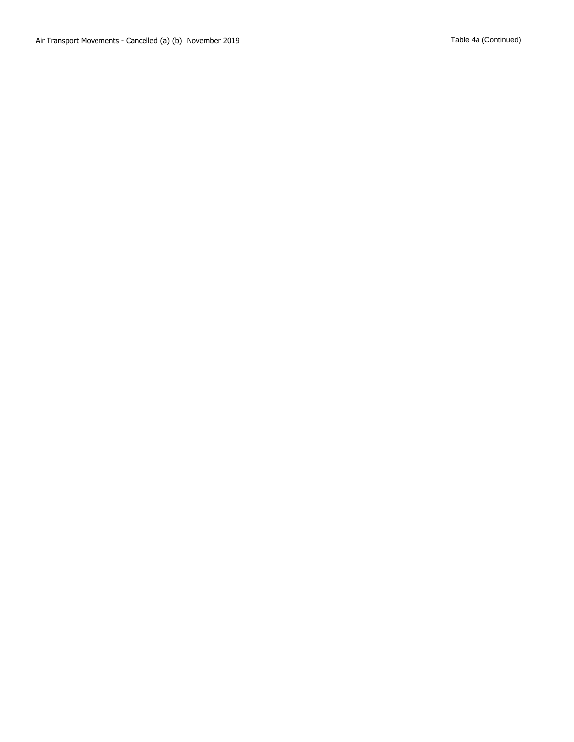Air Transport Movements - Cancelled (a) (b)  November 2019

Table 4a (Continued)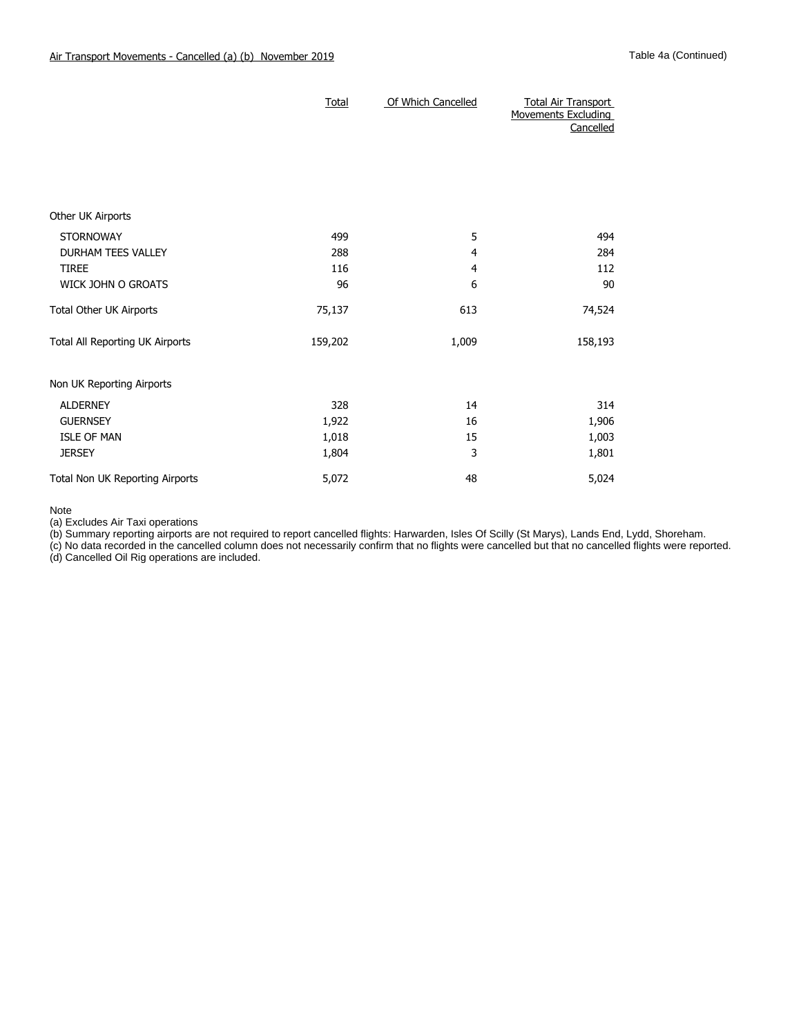Air Transport Movements - Cancelled (a) (b) November 2019

Table 4a (Continued)

| | Total | Of Which Cancelled | Total Air Transport Movements Excluding Cancelled |
|---|---|---|---|
| Other UK Airports | | | |
| STORNOWAY | 499 | 5 | 494 |
| DURHAM TEES VALLEY | 288 | 4 | 284 |
| TIREE | 116 | 4 | 112 |
| WICK JOHN O GROATS | 96 | 6 | 90 |
| Total Other UK Airports | 75,137 | 613 | 74,524 |
| Total All Reporting UK Airports | 159,202 | 1,009 | 158,193 |
| Non UK Reporting Airports | | | |
| ALDERNEY | 328 | 14 | 314 |
| GUERNSEY | 1,922 | 16 | 1,906 |
| ISLE OF MAN | 1,018 | 15 | 1,003 |
| JERSEY | 1,804 | 3 | 1,801 |
| Total Non UK Reporting Airports | 5,072 | 48 | 5,024 |

Note

(a) Excludes Air Taxi operations

(b) Summary reporting airports are not required to report cancelled flights: Harwarden, Isles Of Scilly (St Marys), Lands End, Lydd, Shoreham.

(c) No data recorded in the cancelled column does not necessarily confirm that no flights were cancelled but that no cancelled flights were reported.

(d) Cancelled Oil Rig operations are included.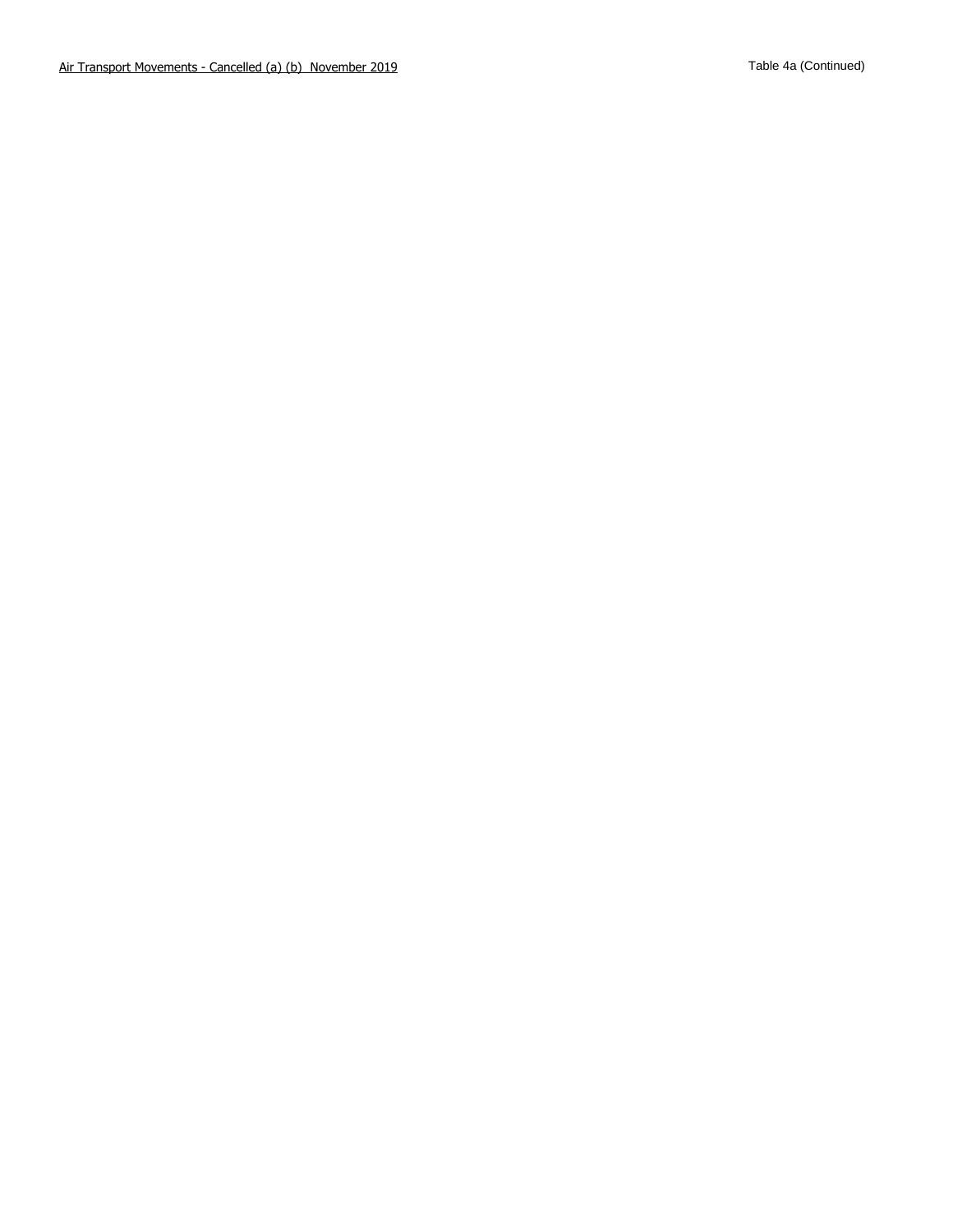Air Transport Movements - Cancelled (a) (b) November 2019

Table 4a (Continued)